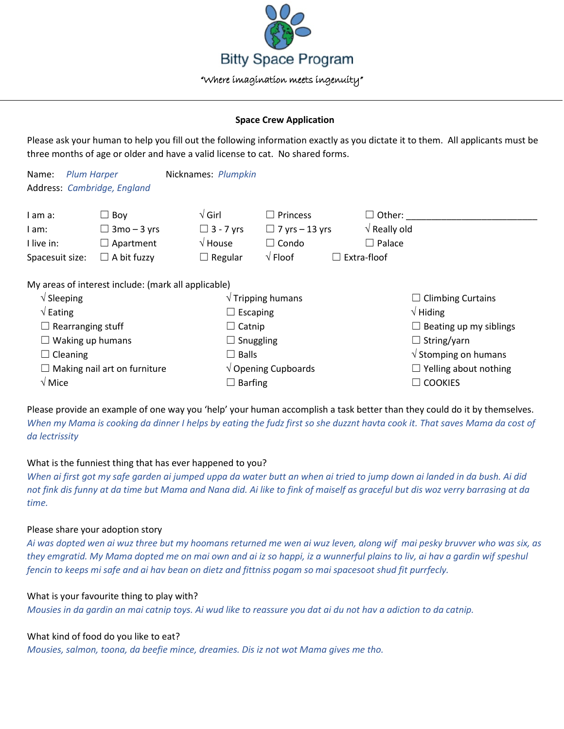# Bitty Space Program

*"Where imagination meets ingenuity"*

---

**Space Crew Application**

Please ask your human to help you fill out the following information exactly as you dictate it to them. All applicants must be three months of age or older and have a valid license to cat. No shared forms.

Name: *Plum Harper* Nicknames: *Plumpkin*

Address: *Cambridge, England*

| | | | | | |
|---|---|---|---|---|---|
| I am a: | ☐ Boy | √ Girl | ☐ Princess | ☐ Other: ____________________ | |
| I am: | ☐ 3mo – 3 yrs | ☐ 3 - 7 yrs | ☐ 7 yrs – 13 yrs | √ Really old | |
| I live in: | ☐ Apartment | √ House | ☐ Condo | ☐ Palace | |
| Spacesuit size: | ☐ A bit fuzzy | ☐ Regular | √ Floof | ☐ Extra-floof | |

My areas of interest include: (mark all applicable)

| | | |
|---|---|---|
| √ Sleeping | √ Tripping humans | ☐ Climbing Curtains |
| √ Eating | ☐ Escaping | √ Hiding |
| ☐ Rearranging stuff | ☐ Catnip | ☐ Beating up my siblings |
| ☐ Waking up humans | ☐ Snuggling | ☐ String/yarn |
| ☐ Cleaning | ☐ Balls | √ Stomping on humans |
| ☐ Making nail art on furniture | √ Opening Cupboards | ☐ Yelling about nothing |
| √ Mice | ☐ Barfing | ☐ COOKIES |

Please provide an example of one way you 'help' your human accomplish a task better than they could do it by themselves.

*When my Mama is cooking da dinner I helps by eating the fudz first so she duzznt havta cook it. That saves Mama da cost of da lectrissity*

What is the funniest thing that has ever happened to you?

*When ai first got my safe garden ai jumped uppa da water butt an when ai tried to jump down ai landed in da bush. Ai did not fink dis funny at da time but Mama and Nana did. Ai like to fink of maiself as graceful but dis woz verry barrasing at da time.*

Please share your adoption story

*Ai was dopted wen ai wuz three but my hoomans returned me wen ai wuz leven, along wif mai pesky bruvver who was six, as they emgratid. My Mama dopted me on mai own and ai iz so happi, iz a wunnerful plains to liv, ai hav a gardin wif speshul fencin to keeps mi safe and ai hav bean on dietz and fittniss pogam so mai spacesoot shud fit purrfecly.*

What is your favourite thing to play with?

*Mousies in da gardin an mai catnip toys. Ai wud like to reassure you dat ai du not hav a adiction to da catnip.*

What kind of food do you like to eat?

*Mousies, salmon, toona, da beefie mince, dreamies. Dis iz not wot Mama gives me tho.*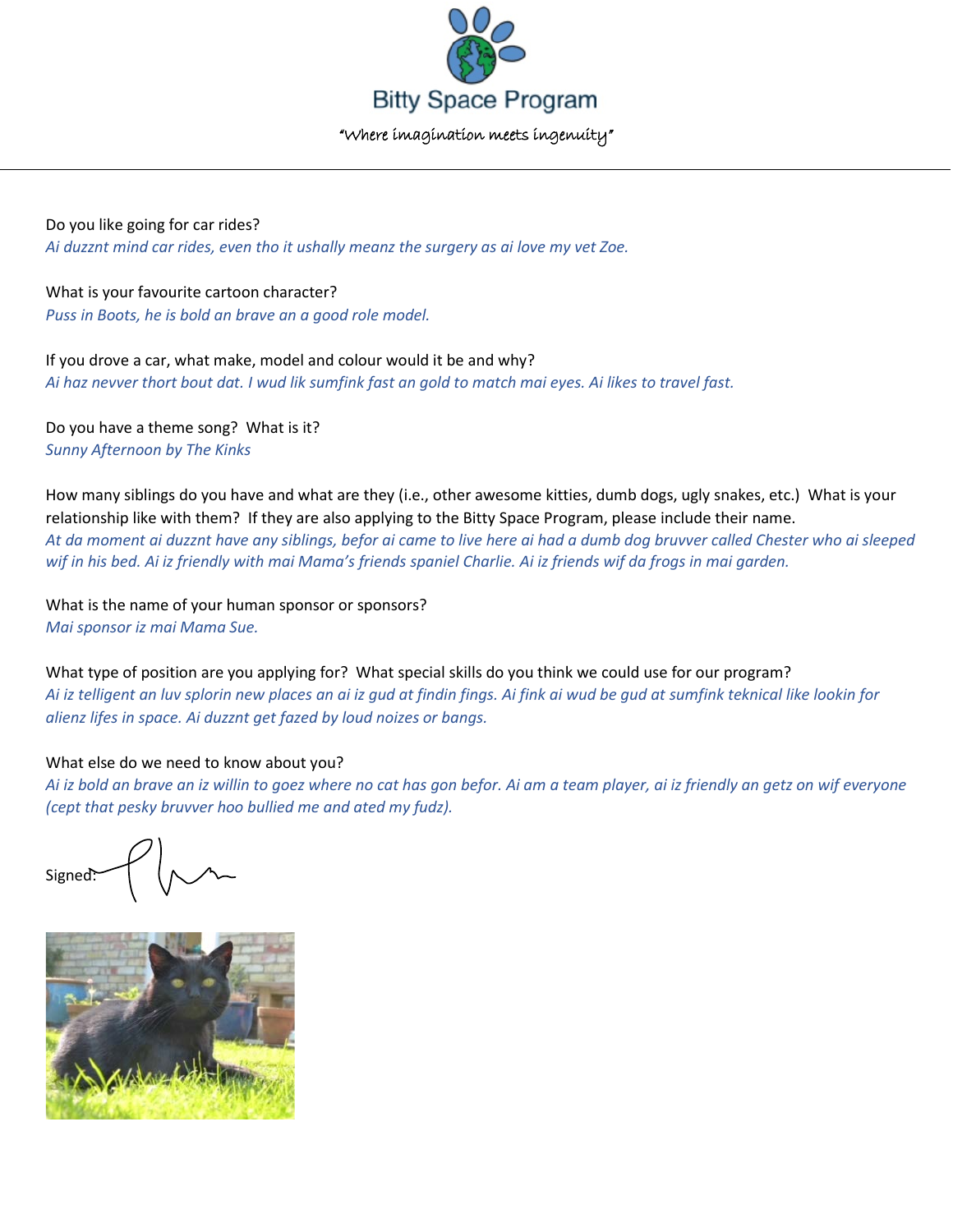Bitty Space Program

"Where imagination meets ingenuity"

Do you like going for car rides?

*Ai duzznt mind car rides, even tho it ushally meanz the surgery as ai love my vet Zoe.*

What is your favourite cartoon character?

*Puss in Boots, he is bold an brave an a good role model.*

If you drove a car, what make, model and colour would it be and why?

*Ai haz nevver thort bout dat. I wud lik sumfink fast an gold to match mai eyes. Ai likes to travel fast.*

Do you have a theme song? What is it?

*Sunny Afternoon by The Kinks*

How many siblings do you have and what are they (i.e., other awesome kitties, dumb dogs, ugly snakes, etc.) What is your relationship like with them? If they are also applying to the Bitty Space Program, please include their name.

*At da moment ai duzznt have any siblings, befor ai came to live here ai had a dumb dog bruvver called Chester who ai sleeped wif in his bed. Ai iz friendly with mai Mama's friends spaniel Charlie. Ai iz friends wif da frogs in mai garden.*

What is the name of your human sponsor or sponsors?

*Mai sponsor iz mai Mama Sue.*

What type of position are you applying for? What special skills do you think we could use for our program?

*Ai iz telligent an luv splorin new places an ai iz gud at findin fings. Ai fink ai wud be gud at sumfink teknical like lookin for alienz lifes in space. Ai duzznt get fazed by loud noizes or bangs.*

What else do we need to know about you?

*Ai iz bold an brave an iz willin to goez where no cat has gon befor. Ai am a team player, ai iz friendly an getz on wif everyone (cept that pesky bruvver hoo bullied me and ated my fudz).*

Signed: